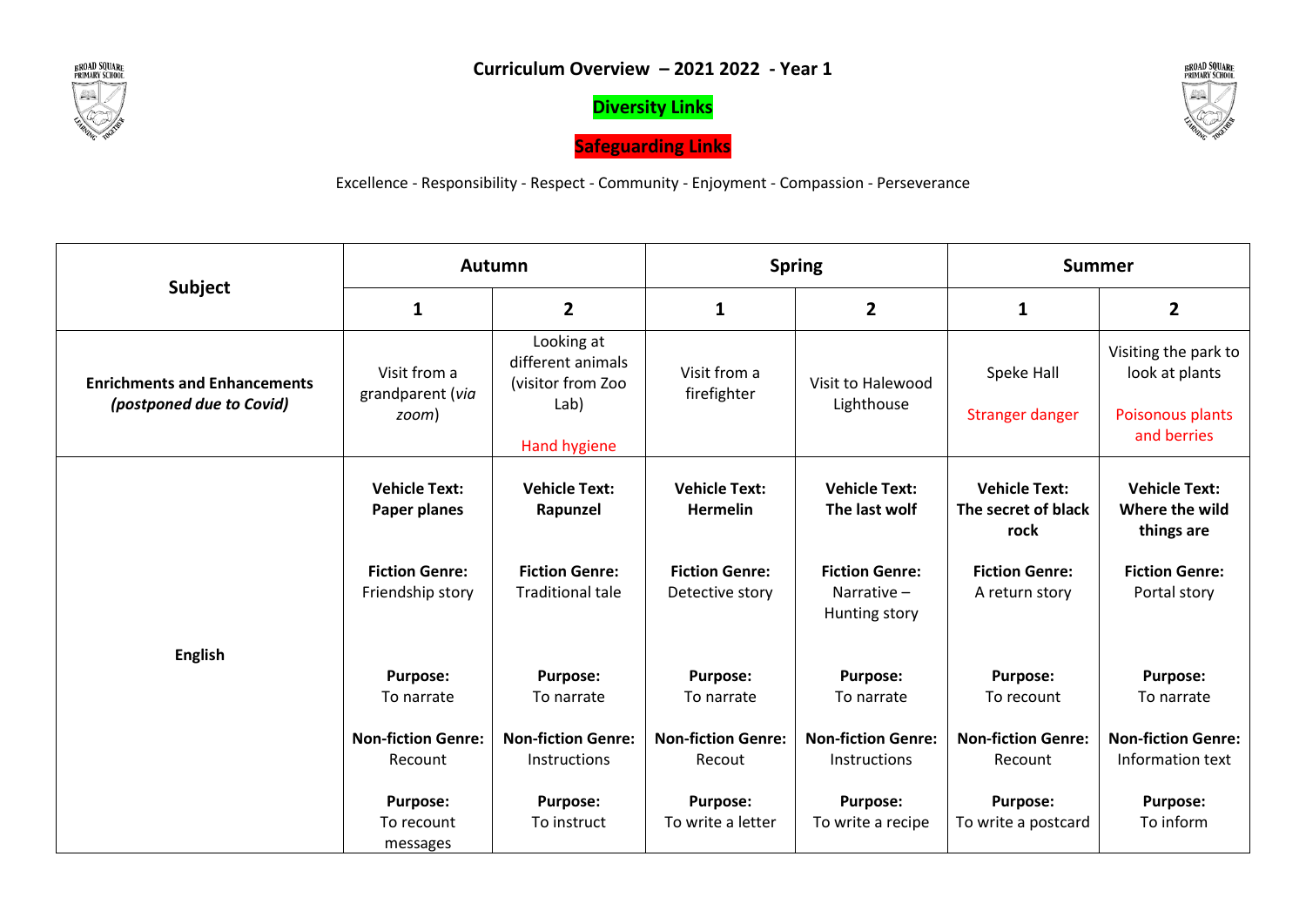# Curriculum Overview – 2021 2022 - Year 1

**Diversity Links**

**Safeguarding Links**

Excellence - Responsibility - Respect - Community - Enjoyment - Compassion - Perseverance

| Subject | Autumn | | Spring | | Summer | |
|---|---|---|---|---|---|---|
| | **1** | **2** | **1** | **2** | **1** | **2** |
| **Enrichments and Enhancements** *(postponed due to Covid)* | Visit from a grandparent (*via zoom*) | Looking at different animals (visitor from Zoo Lab)<br><br>Hand hygiene | Visit from a firefighter | Visit to Halewood Lighthouse | Speke Hall<br><br>Stranger danger | Visiting the park to look at plants<br><br>Poisonous plants and berries |
| **English** | **Vehicle Text: Paper planes**<br><br>**Fiction Genre:** Friendship story<br><br>**Purpose:** To narrate<br><br>**Non-fiction Genre:** Recount<br><br>**Purpose:** To recount messages | **Vehicle Text: Rapunzel**<br><br>**Fiction Genre:** Traditional tale<br><br>**Purpose:** To narrate<br><br>**Non-fiction Genre:** Instructions<br><br>**Purpose:** To instruct | **Vehicle Text: Hermelin**<br><br>**Fiction Genre:** Detective story<br><br>**Purpose:** To narrate<br><br>**Non-fiction Genre:** Recout<br><br>**Purpose:** To write a letter | **Vehicle Text: The last wolf**<br><br>**Fiction Genre:** Narrative – Hunting story<br><br>**Purpose:** To narrate<br><br>**Non-fiction Genre:** Instructions<br><br>**Purpose:** To write a recipe | **Vehicle Text: The secret of black rock**<br><br>**Fiction Genre:** A return story<br><br>**Purpose:** To recount<br><br>**Non-fiction Genre:** Recount<br><br>**Purpose:** To write a postcard | **Vehicle Text: Where the wild things are**<br><br>**Fiction Genre:** Portal story<br><br>**Purpose:** To narrate<br><br>**Non-fiction Genre:** Information text<br><br>**Purpose:** To inform |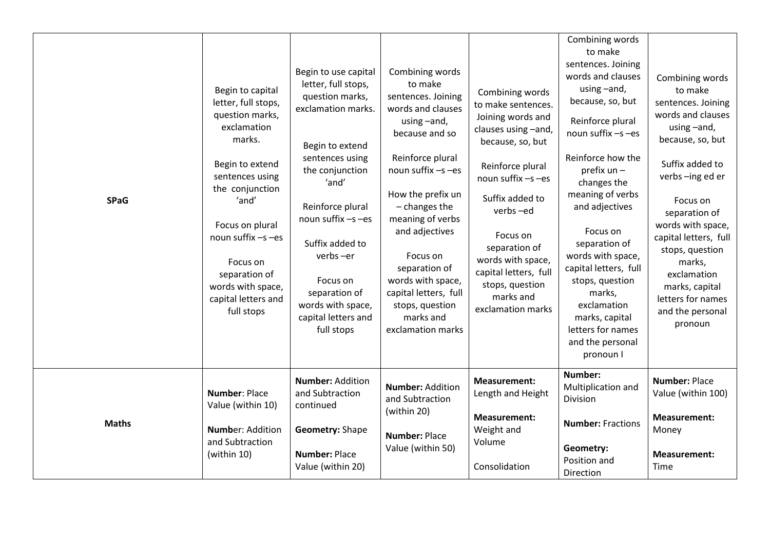| | | | | | | |
|---|---|---|---|---|---|---|
| **SPaG** | Begin to capital letter, full stops, question marks, exclamation marks.<br><br>Begin to extend sentences using the conjunction 'and'<br><br>Focus on plural noun suffix –s –es<br><br>Focus on separation of words with space, capital letters and full stops | Begin to use capital letter, full stops, question marks, exclamation marks.<br><br>Begin to extend sentences using the conjunction 'and'<br><br>Reinforce plural noun suffix –s –es<br><br>Suffix added to verbs –er<br><br>Focus on separation of words with space, capital letters and full stops | Combining words to make sentences. Joining words and clauses using –and, because and so<br><br>Reinforce plural noun suffix –s –es<br><br>How the prefix un – changes the meaning of verbs and adjectives<br><br>Focus on separation of words with space, capital letters, full stops, question marks and exclamation marks | Combining words to make sentences. Joining words and clauses using –and, because, so, but<br><br>Reinforce plural noun suffix –s –es<br><br>Suffix added to verbs –ed<br><br>Focus on separation of words with space, capital letters, full stops, question marks and exclamation marks | Combining words to make sentences. Joining words and clauses using –and, because, so, but<br><br>Reinforce plural noun suffix –s –es<br><br>Reinforce how the prefix un – changes the meaning of verbs and adjectives<br><br>Focus on separation of words with space, capital letters, full stops, question marks, exclamation marks, capital letters for names and the personal pronoun I | Combining words to make sentences. Joining words and clauses using –and, because, so, but<br><br>Suffix added to verbs –ing ed er<br><br>Focus on separation of words with space, capital letters, full stops, question marks, exclamation marks, capital letters for names and the personal pronoun |
| **Maths** | **Number**: Place Value (within 10)<br><br>**Numb**er: Addition and Subtraction (within 10) | **Number:** Addition and Subtraction continued<br><br>**Geometry:** Shape<br><br>**Number:** Place Value (within 20) | **Number:** Addition and Subtraction (within 20)<br><br>**Number:** Place Value (within 50) | **Measurement:** Length and Height<br><br>**Measurement:** Weight and Volume<br><br>Consolidation | **Number:** Multiplication and Division<br><br>**Number:** Fractions<br><br>**Geometry:** Position and Direction | **Number:** Place Value (within 100)<br><br>**Measurement:** Money<br><br>**Measurement:** Time |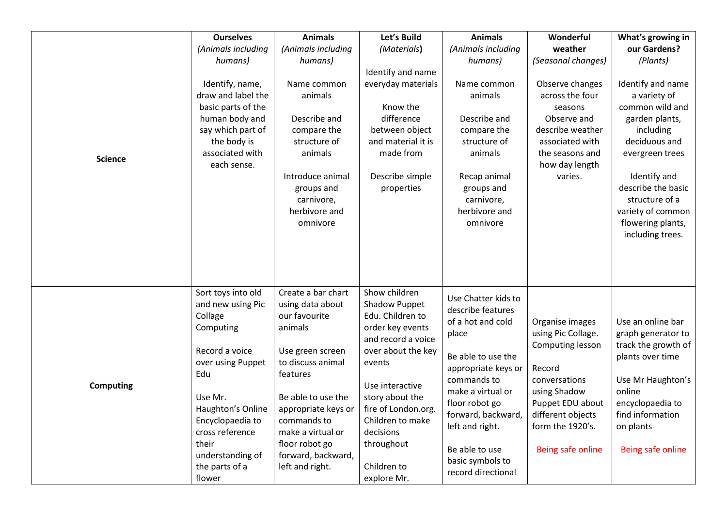| | **Ourselves** *(Animals including humans)* Identify, name, draw and label the basic parts of the human body and say which part of the body is associated with each sense. | **Animals** *(Animals including humans)* Name common animals Describe and compare the structure of animals Introduce animal groups and carnivore, herbivore and omnivore | **Let's Build** *(Materials)* Identify and name everyday materials Know the difference between object and material it is made from Describe simple properties | **Animals** *(Animals including humans)* Name common animals Describe and compare the structure of animals Recap animal groups and carnivore, herbivore and omnivore | **Wonderful weather** *(Seasonal changes)* Observe changes across the four seasons Observe and describe weather associated with the seasons and how day length varies. | **What's growing in our Gardens?** *(Plants)* Identify and name a variety of common wild and garden plants, including deciduous and evergreen trees Identify and describe the basic structure of a variety of common flowering plants, including trees. |
|---|---|---|---|---|---|---|
| **Science** | | | | | | |
| **Computing** | Sort toys into old and new using Pic Collage Computing Record a voice over using Puppet Edu Use Mr. Haughton's Online Encyclopaedia to cross reference their understanding of the parts of a flower | Create a bar chart using data about our favourite animals Use green screen to discuss animal features Be able to use the appropriate keys or commands to make a virtual or floor robot go forward, backward, left and right. | Show children Shadow Puppet Edu. Children to order key events and record a voice over about the key events Use interactive story about the fire of London.org. Children to make decisions throughout Children to explore Mr. | Use Chatter kids to describe features of a hot and cold place Be able to use the appropriate keys or commands to make a virtual or floor robot go forward, backward, left and right. Be able to use basic symbols to record directional | Organise images using Pic Collage. Computing lesson Record conversations using Shadow Puppet EDU about different objects form the 1920's. Being safe online | Use an online bar graph generator to track the growth of plants over time Use Mr Haughton's online encyclopaedia to find information on plants Being safe online |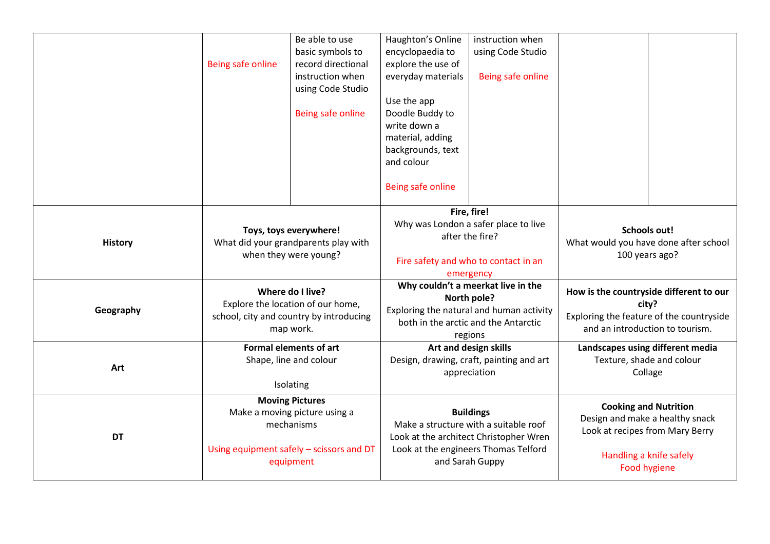| | | | | | | |
|---|---|---|---|---|---|---|
| | Being safe online | Be able to use basic symbols to record directional instruction when using Code Studio<br><br>Being safe online | Haughton's Online encyclopaedia to explore the use of everyday materials<br><br>Use the app Doodle Buddy to write down a material, adding backgrounds, text and colour<br><br>Being safe online | instruction when using Code Studio<br><br>Being safe online | | |
| **History** | **Toys, toys everywhere!**<br>What did your grandparents play with when they were young? | | **Fire, fire!**<br>Why was London a safer place to live after the fire?<br><br>Fire safety and who to contact in an emergency | | **Schools out!**<br>What would you have done after school 100 years ago? | |
| **Geography** | **Where do I live?**<br>Explore the location of our home, school, city and country by introducing map work. | | **Why couldn't a meerkat live in the North pole?**<br>Exploring the natural and human activity both in the arctic and the Antarctic regions | | **How is the countryside different to our city?**<br>Exploring the feature of the countryside and an introduction to tourism. | |
| **Art** | **Formal elements of art**<br>Shape, line and colour<br><br>Isolating | | **Art and design skills**<br>Design, drawing, craft, painting and art appreciation | | **Landscapes using different media**<br>Texture, shade and colour<br>Collage | |
| **DT** | **Moving Pictures**<br>Make a moving picture using a mechanisms<br><br>Using equipment safely – scissors and DT equipment | | **Buildings**<br>Make a structure with a suitable roof<br>Look at the architect Christopher Wren<br>Look at the engineers Thomas Telford and Sarah Guppy | | **Cooking and Nutrition**<br>Design and make a healthy snack<br>Look at recipes from Mary Berry<br><br>Handling a knife safely<br>Food hygiene | |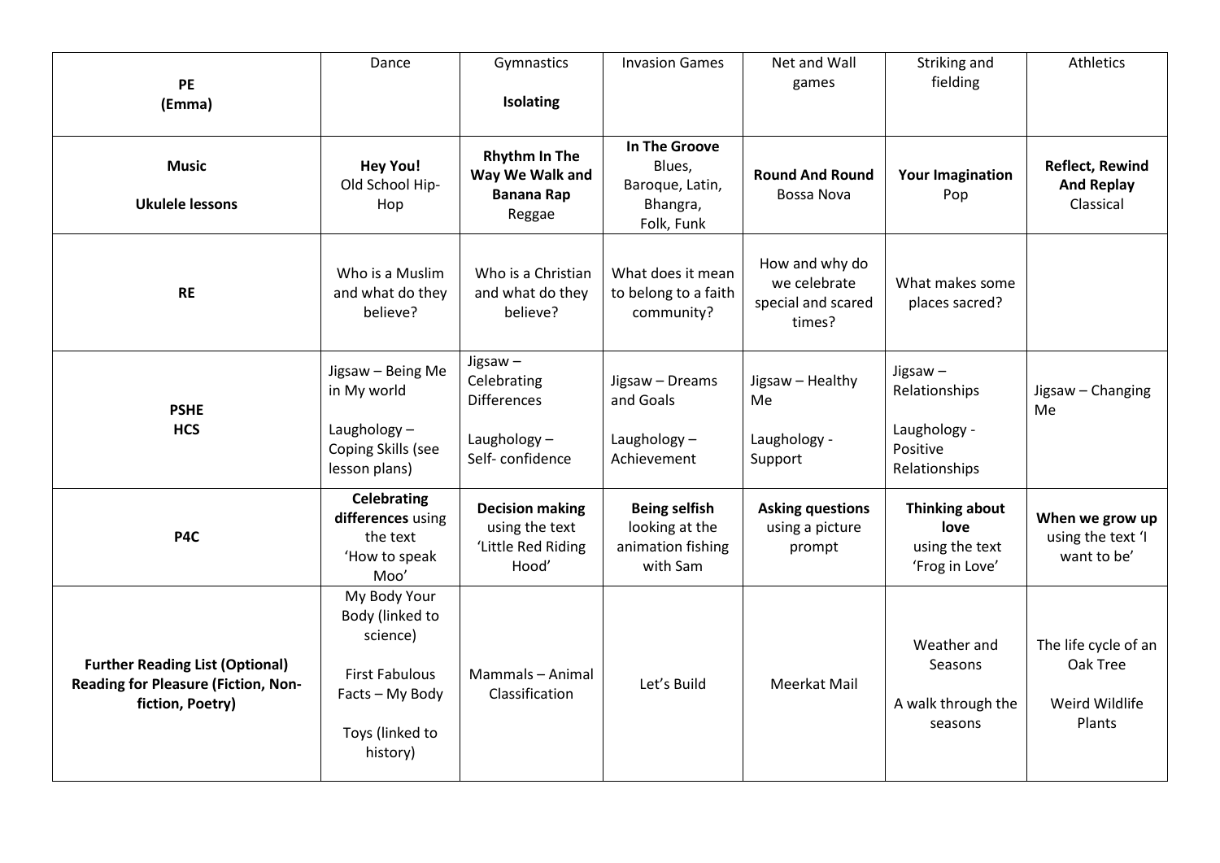| **PE (Emma)** | Dance | Gymnastics<br><br>**Isolating** | Invasion Games | Net and Wall games | Striking and fielding | Athletics |
|---|---|---|---|---|---|---|
| **Music**<br><br>**Ukulele lessons** | **Hey You!** Old School Hip-Hop | **Rhythm In The Way We Walk and Banana Rap** Reggae | **In The Groove** Blues, Baroque, Latin, Bhangra, Folk, Funk | **Round And Round** Bossa Nova | **Your Imagination** Pop | **Reflect, Rewind And Replay** Classical |
| **RE** | Who is a Muslim and what do they believe? | Who is a Christian and what do they believe? | What does it mean to belong to a faith community? | How and why do we celebrate special and scared times? | What makes some places sacred? | |
| **PSHE**<br>**HCS** | Jigsaw – Being Me in My world<br><br>Laughology – Coping Skills (see lesson plans) | Jigsaw – Celebrating Differences<br><br>Laughology – Self- confidence | Jigsaw – Dreams and Goals<br><br>Laughology – Achievement | Jigsaw – Healthy Me<br><br>Laughology - Support | Jigsaw – Relationships<br><br>Laughology - Positive Relationships | Jigsaw – Changing Me |
| **P4C** | **Celebrating differences** using the text 'How to speak Moo' | **Decision making** using the text 'Little Red Riding Hood' | **Being selfish** looking at the animation fishing with Sam | **Asking questions** using a picture prompt | **Thinking about love** using the text 'Frog in Love' | **When we grow up** using the text 'I want to be' |
| **Further Reading List (Optional) Reading for Pleasure (Fiction, Non-fiction, Poetry)** | My Body Your Body (linked to science)<br><br>First Fabulous Facts – My Body<br><br>Toys (linked to history) | Mammals – Animal Classification | Let's Build | Meerkat Mail | Weather and Seasons<br><br>A walk through the seasons | The life cycle of an Oak Tree<br><br>Weird Wildlife Plants |